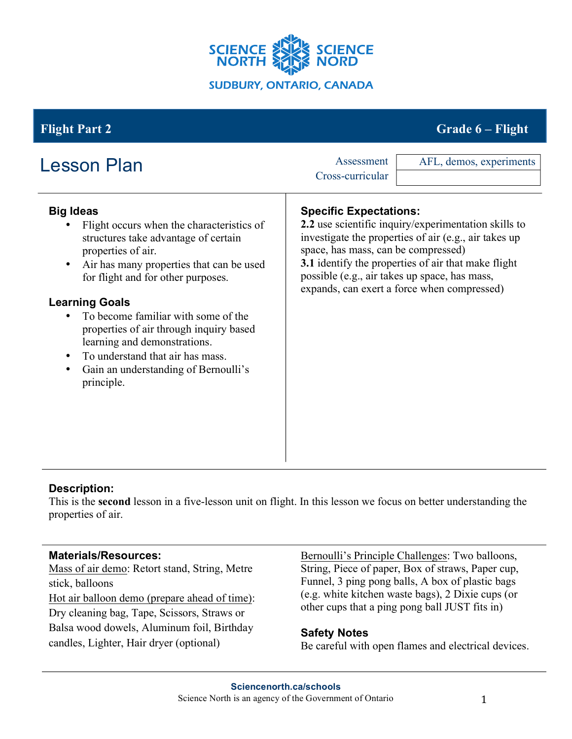SCIENCE NORTH SCIENCE NORD

SUDBURY, ONTARIO, CANADA

**Flight Part 2** | **Grade 6 – Flight**

# Lesson Plan

| Assessment | AFL, demos, experiments |
| --- | --- |
| Cross-curricular | |

### Big Ideas

- Flight occurs when the characteristics of structures take advantage of certain properties of air.
- Air has many properties that can be used for flight and for other purposes.

### Learning Goals

- To become familiar with some of the properties of air through inquiry based learning and demonstrations.
- To understand that air has mass.
- Gain an understanding of Bernoulli's principle.

### Specific Expectations:

**2.2** use scientific inquiry/experimentation skills to investigate the properties of air (e.g., air takes up space, has mass, can be compressed)

**3.1** identify the properties of air that make flight possible (e.g., air takes up space, has mass, expands, can exert a force when compressed)

### Description:

This is the **second** lesson in a five-lesson unit on flight. In this lesson we focus on better understanding the properties of air.

### Materials/Resources:

Mass of air demo: Retort stand, String, Metre stick, balloons

Hot air balloon demo (prepare ahead of time): Dry cleaning bag, Tape, Scissors, Straws or Balsa wood dowels, Aluminum foil, Birthday candles, Lighter, Hair dryer (optional)

Bernoulli's Principle Challenges: Two balloons, String, Piece of paper, Box of straws, Paper cup, Funnel, 3 ping pong balls, A box of plastic bags (e.g. white kitchen waste bags), 2 Dixie cups (or other cups that a ping pong ball JUST fits in)

### Safety Notes

Be careful with open flames and electrical devices.

Sciencenorth.ca/schools

Science North is an agency of the Government of Ontario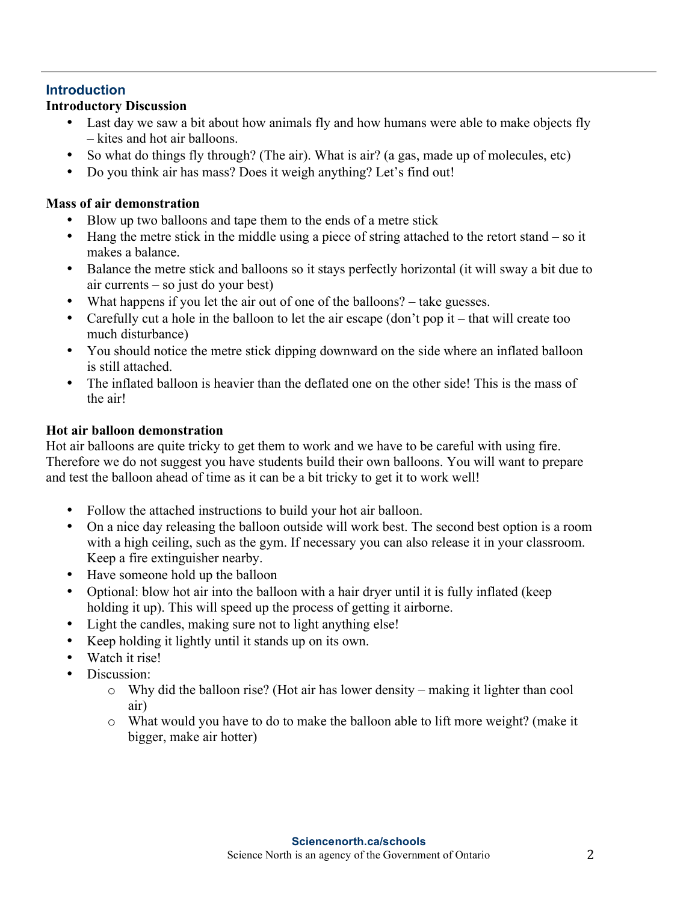## Introduction

### Introductory Discussion

- Last day we saw a bit about how animals fly and how humans were able to make objects fly – kites and hot air balloons.
- So what do things fly through? (The air). What is air? (a gas, made up of molecules, etc)
- Do you think air has mass? Does it weigh anything? Let's find out!

### Mass of air demonstration

- Blow up two balloons and tape them to the ends of a metre stick
- Hang the metre stick in the middle using a piece of string attached to the retort stand – so it makes a balance.
- Balance the metre stick and balloons so it stays perfectly horizontal (it will sway a bit due to air currents – so just do your best)
- What happens if you let the air out of one of the balloons? – take guesses.
- Carefully cut a hole in the balloon to let the air escape (don't pop it – that will create too much disturbance)
- You should notice the metre stick dipping downward on the side where an inflated balloon is still attached.
- The inflated balloon is heavier than the deflated one on the other side! This is the mass of the air!

### Hot air balloon demonstration

Hot air balloons are quite tricky to get them to work and we have to be careful with using fire. Therefore we do not suggest you have students build their own balloons. You will want to prepare and test the balloon ahead of time as it can be a bit tricky to get it to work well!

- Follow the attached instructions to build your hot air balloon.
- On a nice day releasing the balloon outside will work best. The second best option is a room with a high ceiling, such as the gym. If necessary you can also release it in your classroom. Keep a fire extinguisher nearby.
- Have someone hold up the balloon
- Optional: blow hot air into the balloon with a hair dryer until it is fully inflated (keep holding it up). This will speed up the process of getting it airborne.
- Light the candles, making sure not to light anything else!
- Keep holding it lightly until it stands up on its own.
- Watch it rise!
- Discussion:
  - Why did the balloon rise? (Hot air has lower density – making it lighter than cool air)
  - What would you have to do to make the balloon able to lift more weight? (make it bigger, make air hotter)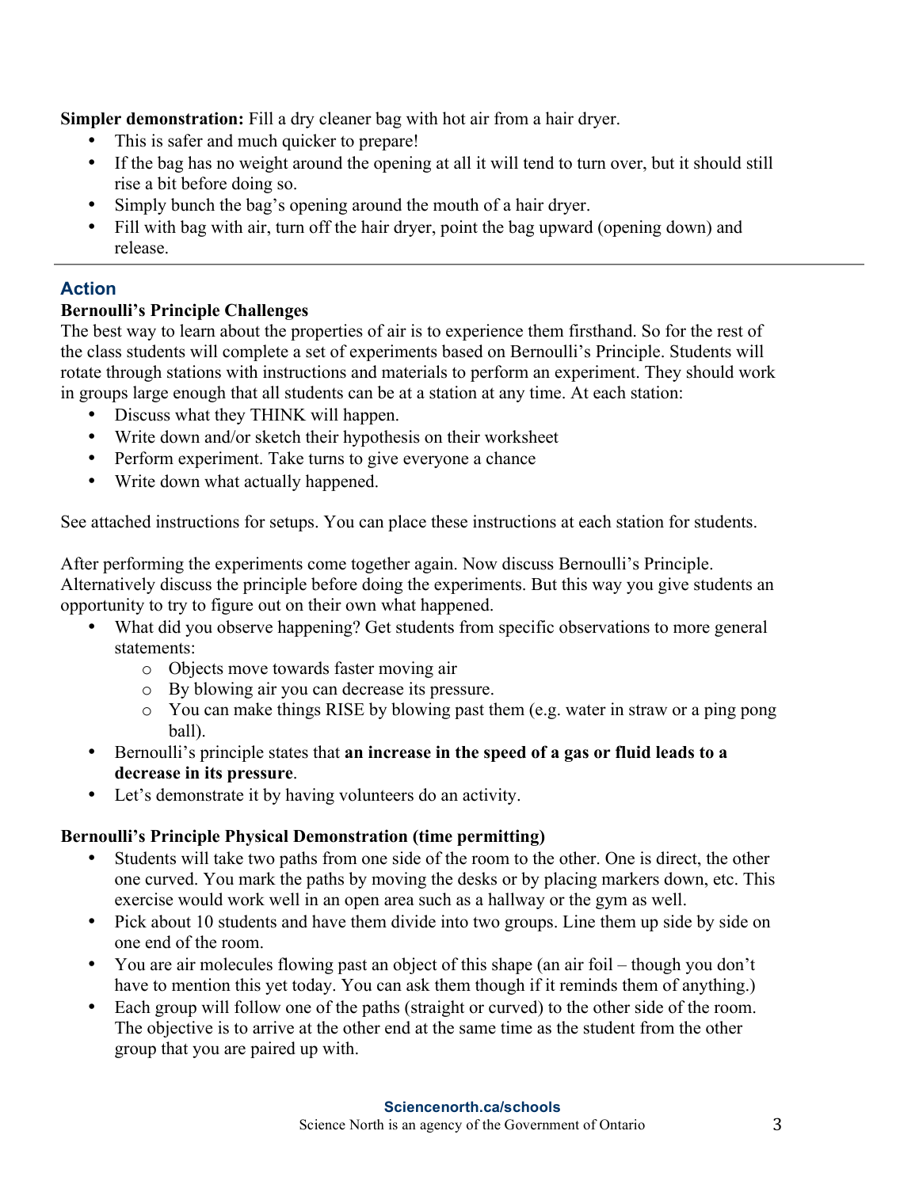**Simpler demonstration:** Fill a dry cleaner bag with hot air from a hair dryer.

- This is safer and much quicker to prepare!
- If the bag has no weight around the opening at all it will tend to turn over, but it should still rise a bit before doing so.
- Simply bunch the bag's opening around the mouth of a hair dryer.
- Fill with bag with air, turn off the hair dryer, point the bag upward (opening down) and release.

---

## Action

**Bernoulli's Principle Challenges**

The best way to learn about the properties of air is to experience them firsthand. So for the rest of the class students will complete a set of experiments based on Bernoulli's Principle. Students will rotate through stations with instructions and materials to perform an experiment. They should work in groups large enough that all students can be at a station at any time. At each station:

- Discuss what they THINK will happen.
- Write down and/or sketch their hypothesis on their worksheet
- Perform experiment. Take turns to give everyone a chance
- Write down what actually happened.

See attached instructions for setups. You can place these instructions at each station for students.

After performing the experiments come together again. Now discuss Bernoulli's Principle. Alternatively discuss the principle before doing the experiments. But this way you give students an opportunity to try to figure out on their own what happened.

- What did you observe happening? Get students from specific observations to more general statements:
  - Objects move towards faster moving air
  - By blowing air you can decrease its pressure.
  - You can make things RISE by blowing past them (e.g. water in straw or a ping pong ball).
- Bernoulli's principle states that **an increase in the speed of a gas or fluid leads to a decrease in its pressure**.
- Let's demonstrate it by having volunteers do an activity.

**Bernoulli's Principle Physical Demonstration (time permitting)**

- Students will take two paths from one side of the room to the other. One is direct, the other one curved. You mark the paths by moving the desks or by placing markers down, etc. This exercise would work well in an open area such as a hallway or the gym as well.
- Pick about 10 students and have them divide into two groups. Line them up side by side on one end of the room.
- You are air molecules flowing past an object of this shape (an air foil – though you don't have to mention this yet today. You can ask them though if it reminds them of anything.)
- Each group will follow one of the paths (straight or curved) to the other side of the room. The objective is to arrive at the other end at the same time as the student from the other group that you are paired up with.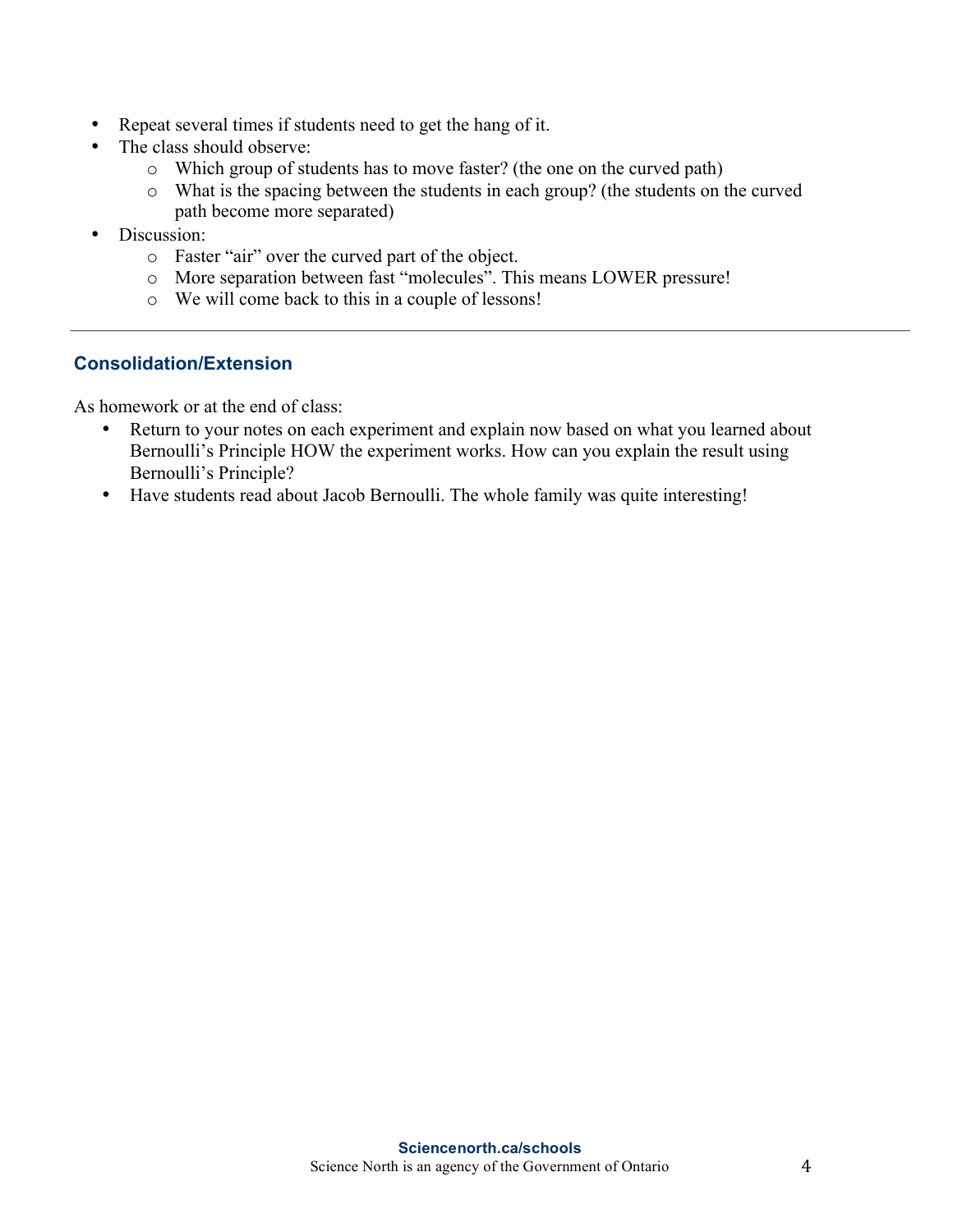- Repeat several times if students need to get the hang of it.
- The class should observe:
  - Which group of students has to move faster? (the one on the curved path)
  - What is the spacing between the students in each group? (the students on the curved path become more separated)
- Discussion:
  - Faster "air" over the curved part of the object.
  - More separation between fast "molecules". This means LOWER pressure!
  - We will come back to this in a couple of lessons!

---

### Consolidation/Extension

As homework or at the end of class:

- Return to your notes on each experiment and explain now based on what you learned about Bernoulli's Principle HOW the experiment works. How can you explain the result using Bernoulli's Principle?
- Have students read about Jacob Bernoulli. The whole family was quite interesting!